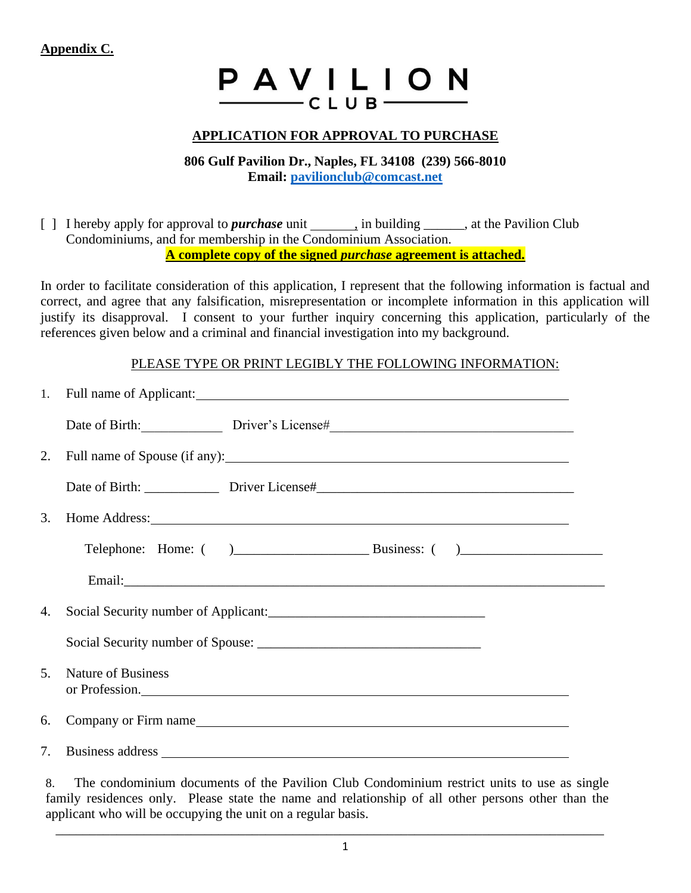**Appendix C.**

# PAVILION CLUB

## APPLICATION FOR APPROVAL TO PURCHASE

**806 Gulf Pavilion Dr., Naples, FL 34108 (239) 566-8010**
**Email: pavilionclub@comcast.net**

[ ] I hereby apply for approval to ***purchase*** unit _______, in building ______, at the Pavilion Club Condominiums, and for membership in the Condominium Association.

**A complete copy of the signed *purchase* agreement is attached.**

In order to facilitate consideration of this application, I represent that the following information is factual and correct, and agree that any falsification, misrepresentation or incomplete information in this application will justify its disapproval. I consent to your further inquiry concerning this application, particularly of the references given below and a criminal and financial investigation into my background.

PLEASE TYPE OR PRINT LEGIBLY THE FOLLOWING INFORMATION:

1. Full name of Applicant:________________________________________________________

   Date of Birth:____________ Driver's License#____________________________________

2. Full name of Spouse (if any):___________________________________________________

   Date of Birth: ___________ Driver License#______________________________________

3. Home Address:_______________________________________________________________

   Telephone: Home: ( )____________________ Business: ( )_____________________

   Email:_____________________________________________________________________

4. Social Security number of Applicant:_________________________________

   Social Security number of Spouse: _________________________________

5. Nature of Business or Profession.__________________________________________________

6. Company or Firm name___________________________________________________________

7. Business address _______________________________________________________________

8. The condominium documents of the Pavilion Club Condominium restrict units to use as single family residences only. Please state the name and relationship of all other persons other than the applicant who will be occupying the unit on a regular basis.

_____________________________________________________________________________________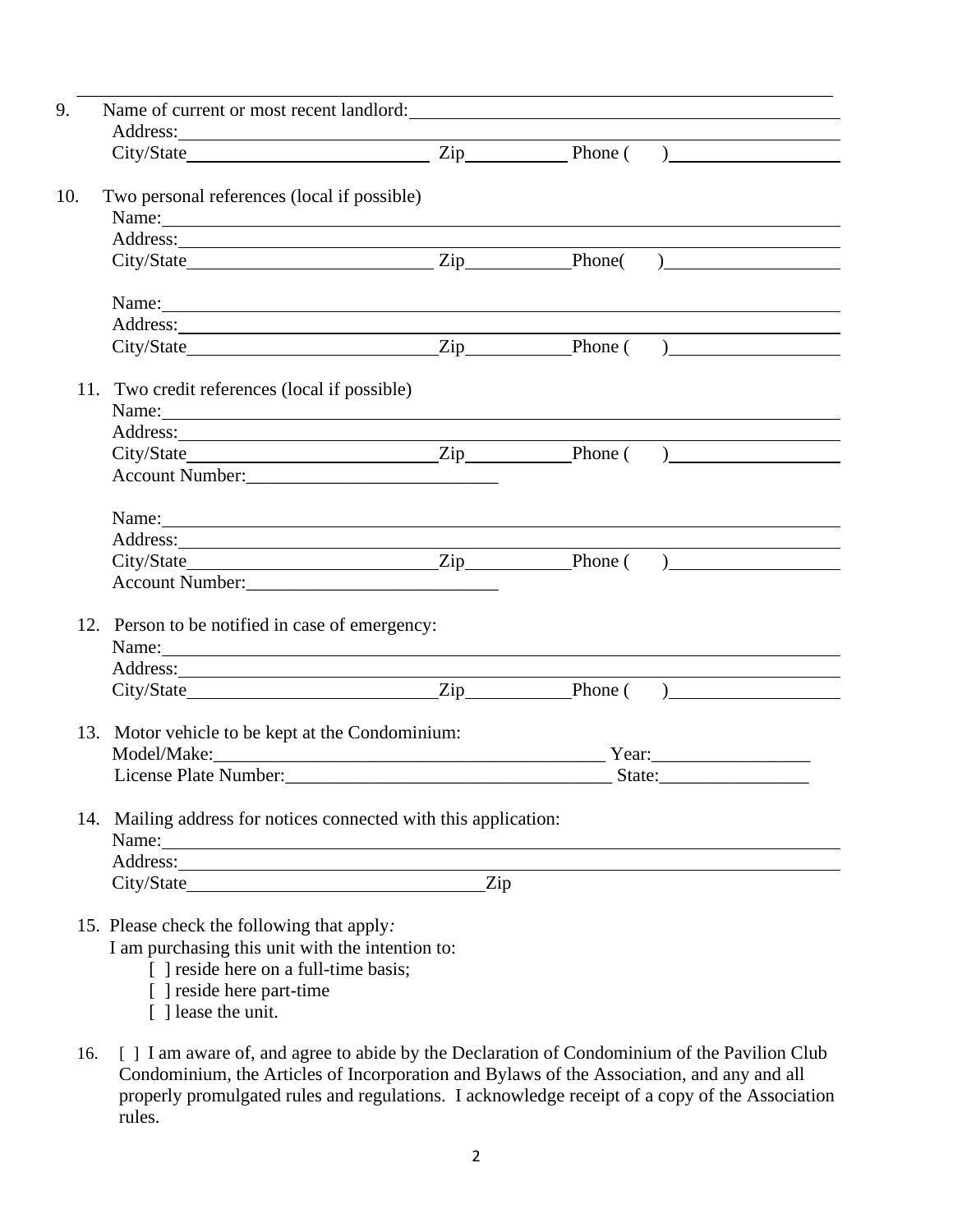\_\_\_\_\_\_\_\_\_\_\_\_\_\_\_\_\_\_\_\_\_\_\_\_\_\_\_\_\_\_\_\_\_\_\_\_\_\_\_\_\_\_\_\_\_\_\_\_\_\_\_\_\_\_\_\_\_\_\_\_\_\_\_\_\_\_\_\_\_\_\_\_\_\_\_\_\_\_

9. Name of current or most recent landlord:\_\_\_\_\_\_\_\_\_\_\_\_\_\_\_\_\_\_\_\_\_\_\_\_\_\_\_\_\_\_\_\_\_\_\_\_\_\_\_\_
   Address:\_\_\_\_\_\_\_\_\_\_\_\_\_\_\_\_\_\_\_\_\_\_\_\_\_\_\_\_\_\_\_\_\_\_\_\_\_\_\_\_\_\_\_\_\_\_\_\_\_\_\_\_\_\_\_\_\_\_\_\_\_\_\_\_\_\_
   City/State\_\_\_\_\_\_\_\_\_\_\_\_\_\_\_\_\_\_\_\_\_\_\_\_ Zip\_\_\_\_\_\_\_\_\_\_ Phone ( )\_\_\_\_\_\_\_\_\_\_\_\_\_\_\_\_\_

10. Two personal references (local if possible)
    Name:\_\_\_\_\_\_\_\_\_\_\_\_\_\_\_\_\_\_\_\_\_\_\_\_\_\_\_\_\_\_\_\_\_\_\_\_\_\_\_\_\_\_\_\_\_\_\_\_\_\_\_\_\_\_\_\_\_\_\_\_\_\_\_\_\_\_\_\_
    Address:\_\_\_\_\_\_\_\_\_\_\_\_\_\_\_\_\_\_\_\_\_\_\_\_\_\_\_\_\_\_\_\_\_\_\_\_\_\_\_\_\_\_\_\_\_\_\_\_\_\_\_\_\_\_\_\_\_\_\_\_\_\_\_\_\_\_
    City/State\_\_\_\_\_\_\_\_\_\_\_\_\_\_\_\_\_\_\_\_\_\_\_\_ Zip\_\_\_\_\_\_\_\_\_\_Phone( )\_\_\_\_\_\_\_\_\_\_\_\_\_\_\_\_\_

    Name:\_\_\_\_\_\_\_\_\_\_\_\_\_\_\_\_\_\_\_\_\_\_\_\_\_\_\_\_\_\_\_\_\_\_\_\_\_\_\_\_\_\_\_\_\_\_\_\_\_\_\_\_\_\_\_\_\_\_\_\_\_\_\_\_\_\_\_\_
    Address:\_\_\_\_\_\_\_\_\_\_\_\_\_\_\_\_\_\_\_\_\_\_\_\_\_\_\_\_\_\_\_\_\_\_\_\_\_\_\_\_\_\_\_\_\_\_\_\_\_\_\_\_\_\_\_\_\_\_\_\_\_\_\_\_\_\_
    City/State\_\_\_\_\_\_\_\_\_\_\_\_\_\_\_\_\_\_\_\_\_\_\_\_Zip\_\_\_\_\_\_\_\_\_\_Phone ( )\_\_\_\_\_\_\_\_\_\_\_\_\_\_\_\_\_

11. Two credit references (local if possible)
    Name:\_\_\_\_\_\_\_\_\_\_\_\_\_\_\_\_\_\_\_\_\_\_\_\_\_\_\_\_\_\_\_\_\_\_\_\_\_\_\_\_\_\_\_\_\_\_\_\_\_\_\_\_\_\_\_\_\_\_\_\_\_\_\_\_\_\_\_\_
    Address:\_\_\_\_\_\_\_\_\_\_\_\_\_\_\_\_\_\_\_\_\_\_\_\_\_\_\_\_\_\_\_\_\_\_\_\_\_\_\_\_\_\_\_\_\_\_\_\_\_\_\_\_\_\_\_\_\_\_\_\_\_\_\_\_\_\_
    City/State\_\_\_\_\_\_\_\_\_\_\_\_\_\_\_\_\_\_\_\_\_\_\_\_Zip\_\_\_\_\_\_\_\_\_\_Phone ( )\_\_\_\_\_\_\_\_\_\_\_\_\_\_\_\_\_
    Account Number:\_\_\_\_\_\_\_\_\_\_\_\_\_\_\_\_\_\_\_\_\_\_\_\_\_\_\_

    Name:\_\_\_\_\_\_\_\_\_\_\_\_\_\_\_\_\_\_\_\_\_\_\_\_\_\_\_\_\_\_\_\_\_\_\_\_\_\_\_\_\_\_\_\_\_\_\_\_\_\_\_\_\_\_\_\_\_\_\_\_\_\_\_\_\_\_\_\_
    Address:\_\_\_\_\_\_\_\_\_\_\_\_\_\_\_\_\_\_\_\_\_\_\_\_\_\_\_\_\_\_\_\_\_\_\_\_\_\_\_\_\_\_\_\_\_\_\_\_\_\_\_\_\_\_\_\_\_\_\_\_\_\_\_\_\_\_
    City/State\_\_\_\_\_\_\_\_\_\_\_\_\_\_\_\_\_\_\_\_\_\_\_\_Zip\_\_\_\_\_\_\_\_\_\_Phone ( )\_\_\_\_\_\_\_\_\_\_\_\_\_\_\_\_\_
    Account Number:\_\_\_\_\_\_\_\_\_\_\_\_\_\_\_\_\_\_\_\_\_\_\_\_\_\_\_

12. Person to be notified in case of emergency:
    Name:\_\_\_\_\_\_\_\_\_\_\_\_\_\_\_\_\_\_\_\_\_\_\_\_\_\_\_\_\_\_\_\_\_\_\_\_\_\_\_\_\_\_\_\_\_\_\_\_\_\_\_\_\_\_\_\_\_\_\_\_\_\_\_\_\_\_\_\_
    Address:\_\_\_\_\_\_\_\_\_\_\_\_\_\_\_\_\_\_\_\_\_\_\_\_\_\_\_\_\_\_\_\_\_\_\_\_\_\_\_\_\_\_\_\_\_\_\_\_\_\_\_\_\_\_\_\_\_\_\_\_\_\_\_\_\_\_
    City/State\_\_\_\_\_\_\_\_\_\_\_\_\_\_\_\_\_\_\_\_\_\_\_\_Zip\_\_\_\_\_\_\_\_\_\_Phone ( )\_\_\_\_\_\_\_\_\_\_\_\_\_\_\_\_\_

13. Motor vehicle to be kept at the Condominium:
    Model/Make:\_\_\_\_\_\_\_\_\_\_\_\_\_\_\_\_\_\_\_\_\_\_\_\_\_\_\_\_\_\_\_\_\_\_\_\_\_\_\_\_\_ Year:\_\_\_\_\_\_\_\_\_\_\_\_\_\_\_\_\_
    License Plate Number:\_\_\_\_\_\_\_\_\_\_\_\_\_\_\_\_\_\_\_\_\_\_\_\_\_\_\_\_\_\_\_\_\_\_\_\_ State:\_\_\_\_\_\_\_\_\_\_\_\_\_\_\_\_

14. Mailing address for notices connected with this application:
    Name:\_\_\_\_\_\_\_\_\_\_\_\_\_\_\_\_\_\_\_\_\_\_\_\_\_\_\_\_\_\_\_\_\_\_\_\_\_\_\_\_\_\_\_\_\_\_\_\_\_\_\_\_\_\_\_\_\_\_\_\_\_\_\_\_\_\_\_\_
    Address:\_\_\_\_\_\_\_\_\_\_\_\_\_\_\_\_\_\_\_\_\_\_\_\_\_\_\_\_\_\_\_\_\_\_\_\_\_\_\_\_\_\_\_\_\_\_\_\_\_\_\_\_\_\_\_\_\_\_\_\_\_\_\_\_\_\_
    City/State\_\_\_\_\_\_\_\_\_\_\_\_\_\_\_\_\_\_\_\_\_\_\_\_\_\_\_\_\_\_Zip

15. Please check the following that apply*:*
    I am purchasing this unit with the intention to:
    - [ ] reside here on a full-time basis;
    - [ ] reside here part-time
    - [ ] lease the unit.

16. [ ] I am aware of, and agree to abide by the Declaration of Condominium of the Pavilion Club Condominium, the Articles of Incorporation and Bylaws of the Association, and any and all properly promulgated rules and regulations. I acknowledge receipt of a copy of the Association rules.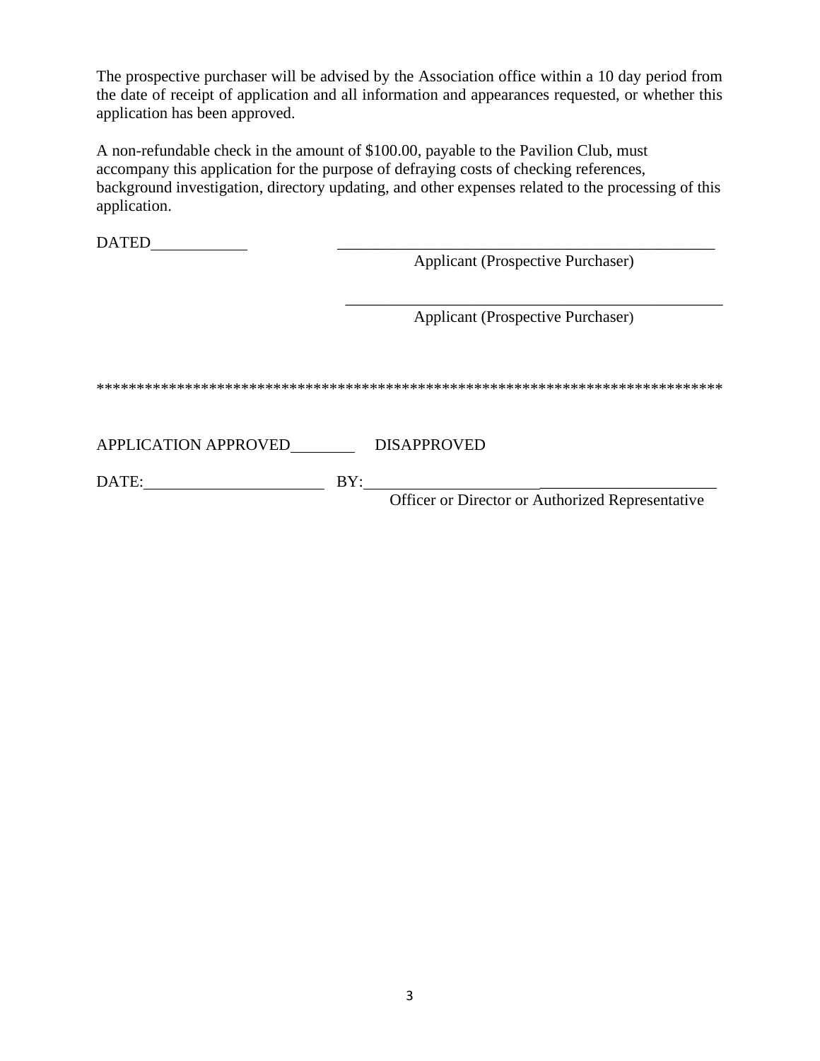The prospective purchaser will be advised by the Association office within a 10 day period from the date of receipt of application and all information and appearances requested, or whether this application has been approved.

A non-refundable check in the amount of $100.00, payable to the Pavilion Club, must accompany this application for the purpose of defraying costs of checking references, background investigation, directory updating, and other expenses related to the processing of this application.

DATED____________ ________________________________________________

Applicant (Prospective Purchaser)

________________________________________________

Applicant (Prospective Purchaser)

******************************************************************************

APPLICATION APPROVED________ DISAPPROVED

DATE:______________________ BY:____________________________________________

Officer or Director or Authorized Representative